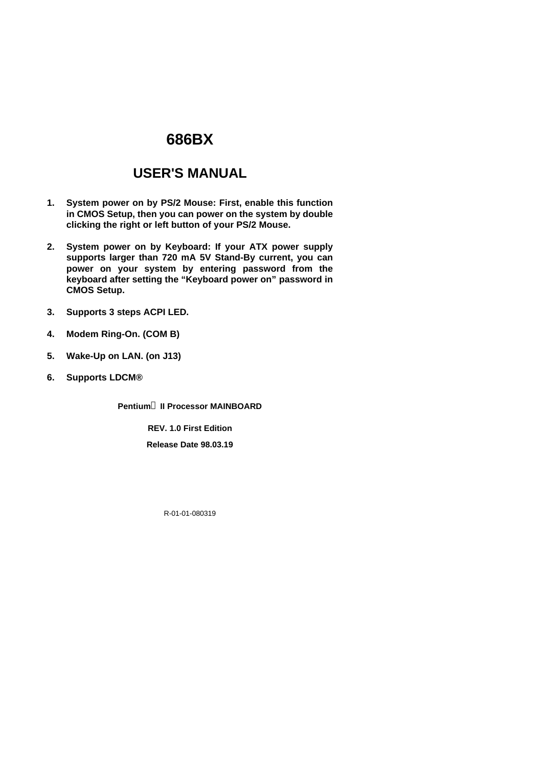# 686BX

## USER'S MANUAL

1. **System power on by PS/2 Mouse: First, enable this function in CMOS Setup, then you can power on the system by double clicking the right or left button of your PS/2 Mouse.**

2. **System power on by Keyboard: If your ATX power supply supports larger than 720 mA 5V Stand-By current, you can power on your system by entering password from the keyboard after setting the “Keyboard power on” password in CMOS Setup.**

3. **Supports 3 steps ACPI LED.**

4. **Modem Ring-On. (COM B)**

5. **Wake-Up on LAN. (on J13)**

6. **Supports LDCM®**

**Pentium II Processor MAINBOARD**

**REV. 1.0 First Edition**

**Release Date 98.03.19**

R-01-01-080319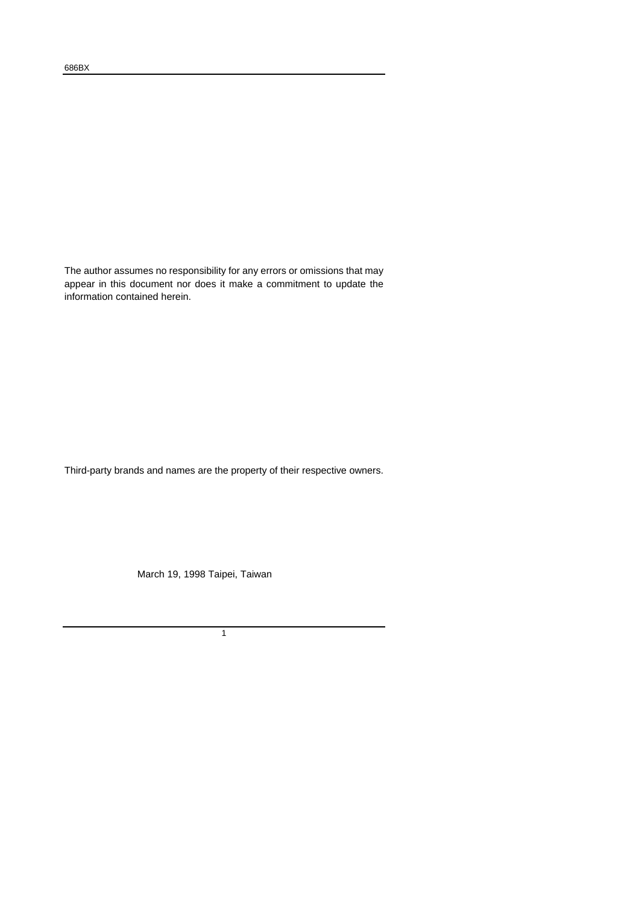The author assumes no responsibility for any errors or omissions that may appear in this document nor does it make a commitment to update the information contained herein.

Third-party brands and names are the property of their respective owners.

March 19, 1998 Taipei, Taiwan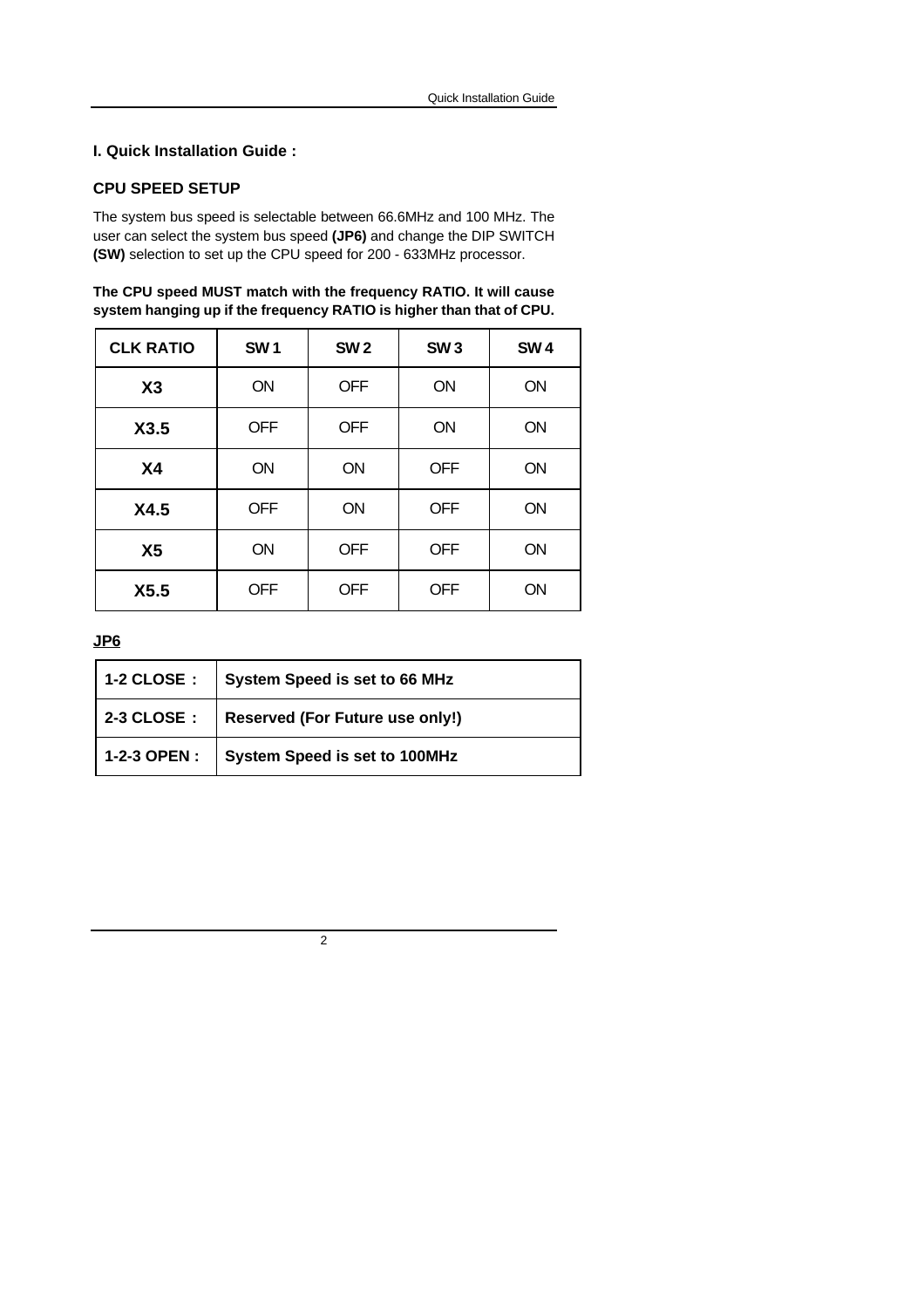# I. Quick Installation Guide :

## CPU SPEED SETUP

The system bus speed is selectable between 66.6MHz and 100 MHz. The user can select the system bus speed **(JP6)** and change the DIP SWITCH **(SW)** selection to set up the CPU speed for 200 - 633MHz processor.

**The CPU speed MUST match with the frequency RATIO. It will cause system hanging up if the frequency RATIO is higher than that of CPU.**

| CLK RATIO | SW 1 | SW 2 | SW 3 | SW 4 |
|---|---|---|---|---|
| **X3** | ON | OFF | ON | ON |
| **X3.5** | OFF | OFF | ON | ON |
| **X4** | ON | ON | OFF | ON |
| **X4.5** | OFF | ON | OFF | ON |
| **X5** | ON | OFF | OFF | ON |
| **X5.5** | OFF | OFF | OFF | ON |

**JP6**

| | |
|---|---|
| **1-2 CLOSE ：** | **System Speed is set to 66 MHz** |
| **2-3 CLOSE ：** | **Reserved (For Future use only!)** |
| **1-2-3 OPEN :** | **System Speed is set to 100MHz** |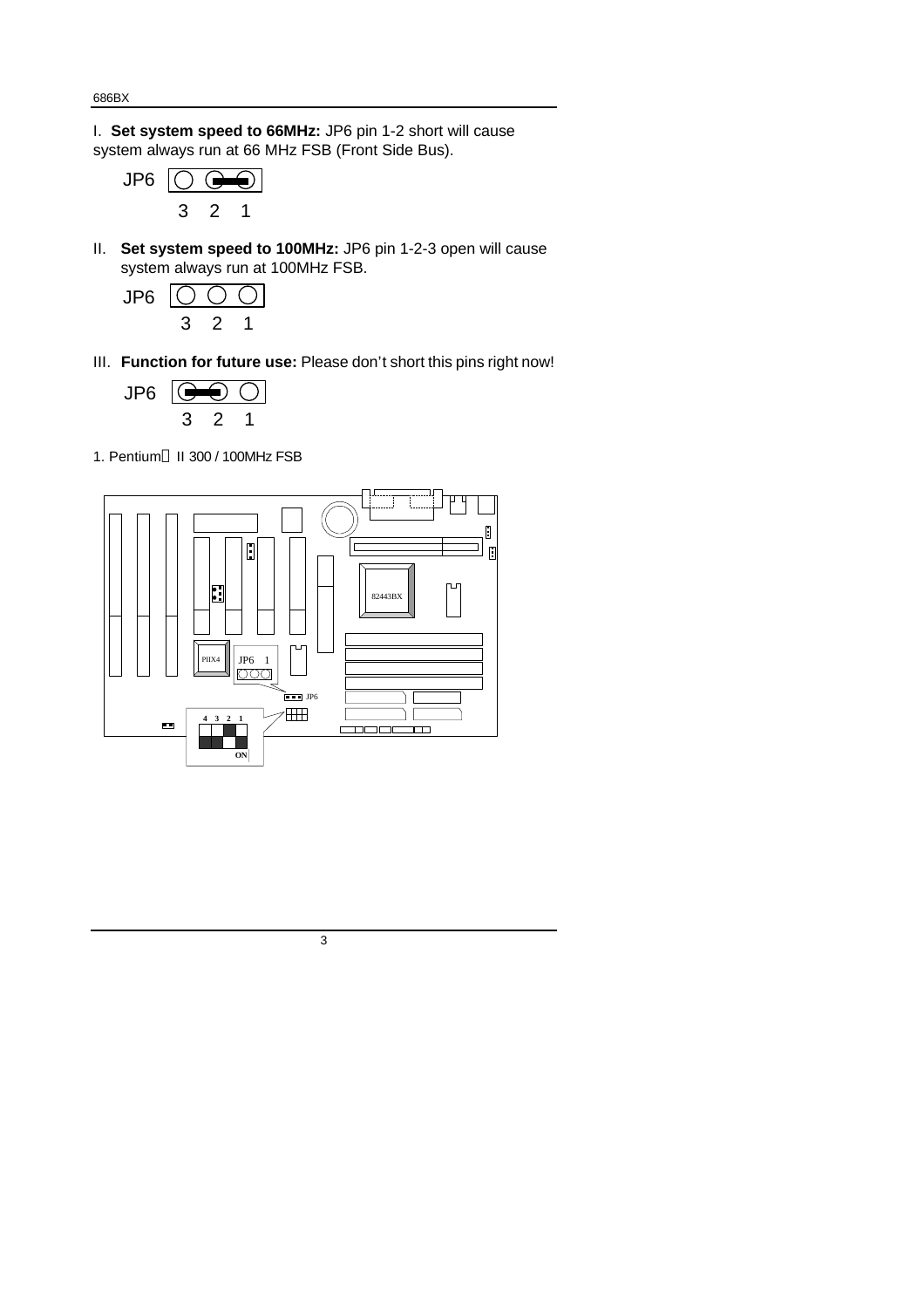I. **Set system speed to 66MHz:** JP6 pin 1-2 short will cause system always run at 66 MHz FSB (Front Side Bus).

JP6
3 2 1

II. **Set system speed to 100MHz:** JP6 pin 1-2-3 open will cause system always run at 100MHz FSB.

JP6
3 2 1

III. **Function for future use:** Please don't short this pins right now!

JP6
3 2 1

1. Pentium® II 300 / 100MHz FSB

82443BX
PIIX4
JP6 1
JP6
4 3 2 1
ON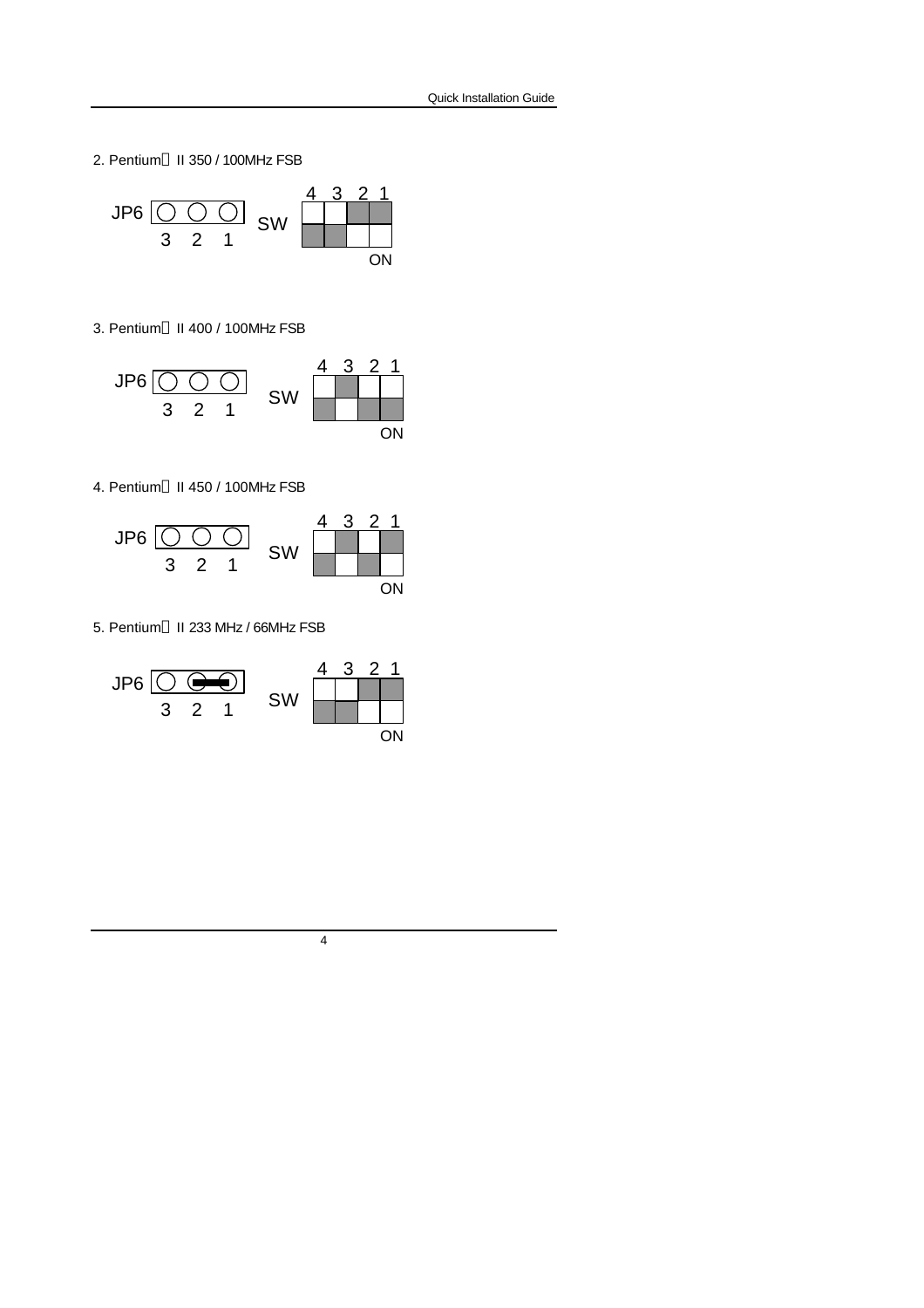2. Pentium II 350 / 100MHz FSB

JP6: 3 2 1 (open)

SW: 4 3 2 1 — ON

3. Pentium II 400 / 100MHz FSB

JP6: 3 2 1 (open)

SW: 4 3 2 1 — ON

4. Pentium II 450 / 100MHz FSB

JP6: 3 2 1 (open)

SW: 4 3 2 1 — ON

5. Pentium II 233 MHz / 66MHz FSB

JP6: 3 2 1 (1-2 closed)

SW: 4 3 2 1 — ON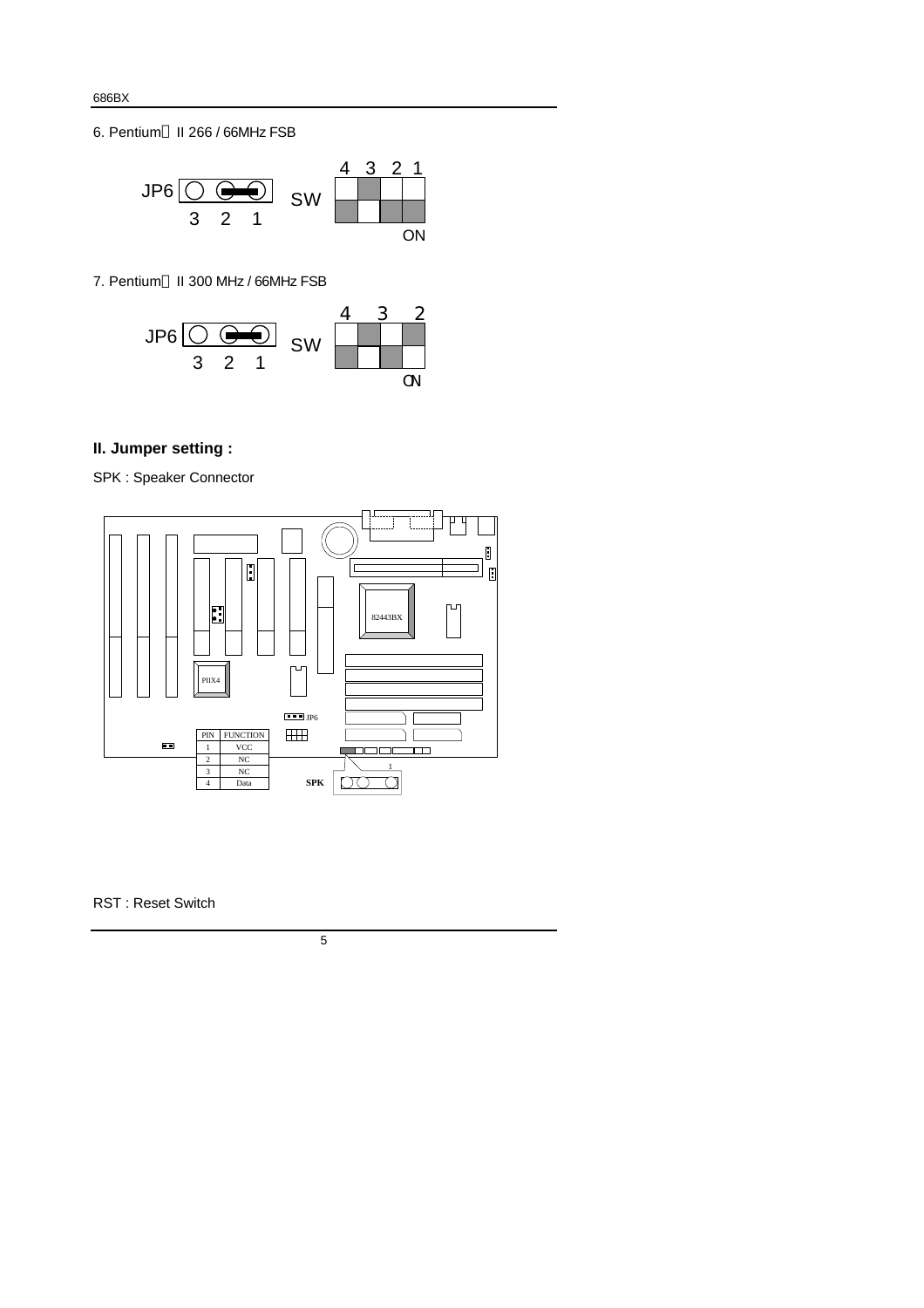6. Pentium II 266 / 66MHz FSB

JP6 3 2 1 SW 4 3 2 1 ON

7. Pentium II 300 MHz / 66MHz FSB

JP6 3 2 1 SW 4 3 2 ON

## II. Jumper setting :

SPK : Speaker Connector

| PIN | FUNCTION |
|---|---|
| 1 | VCC |
| 2 | NC |
| 3 | NC |
| 4 | Data |

RST : Reset Switch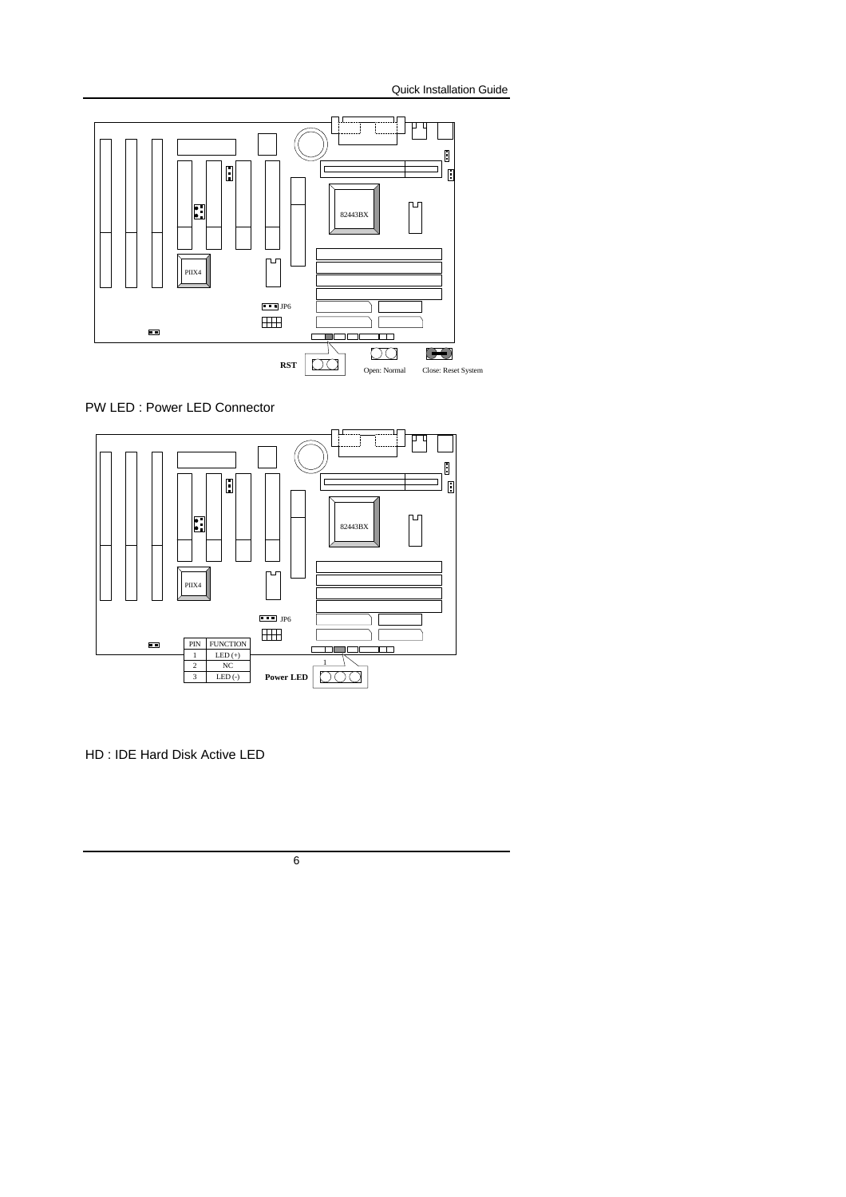RST

Open: Normal

Close: Reset System

PW LED : Power LED Connector

| PIN | FUNCTION |
| --- | --- |
| 1 | LED (+) |
| 2 | NC |
| 3 | LED (-) |

Power LED

HD : IDE Hard Disk Active LED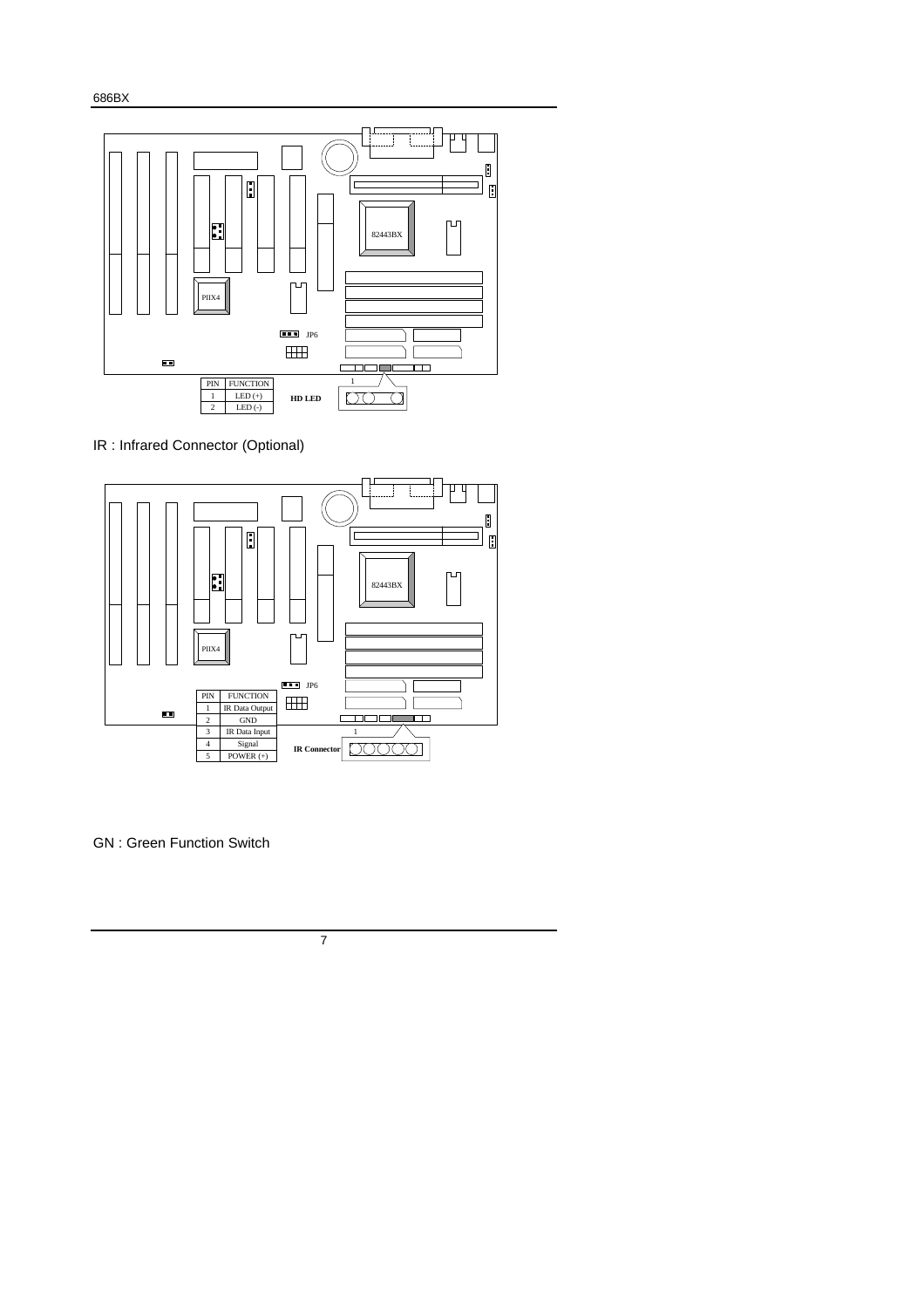| PIN | FUNCTION |
|---|---|
| 1 | LED (+) |
| 2 | LED (-) |

HD LED

IR : Infrared Connector (Optional)

| PIN | FUNCTION |
|---|---|
| 1 | IR Data Output |
| 2 | GND |
| 3 | IR Data Input |
| 4 | Signal |
| 5 | POWER (+) |

IR Connector

GN : Green Function Switch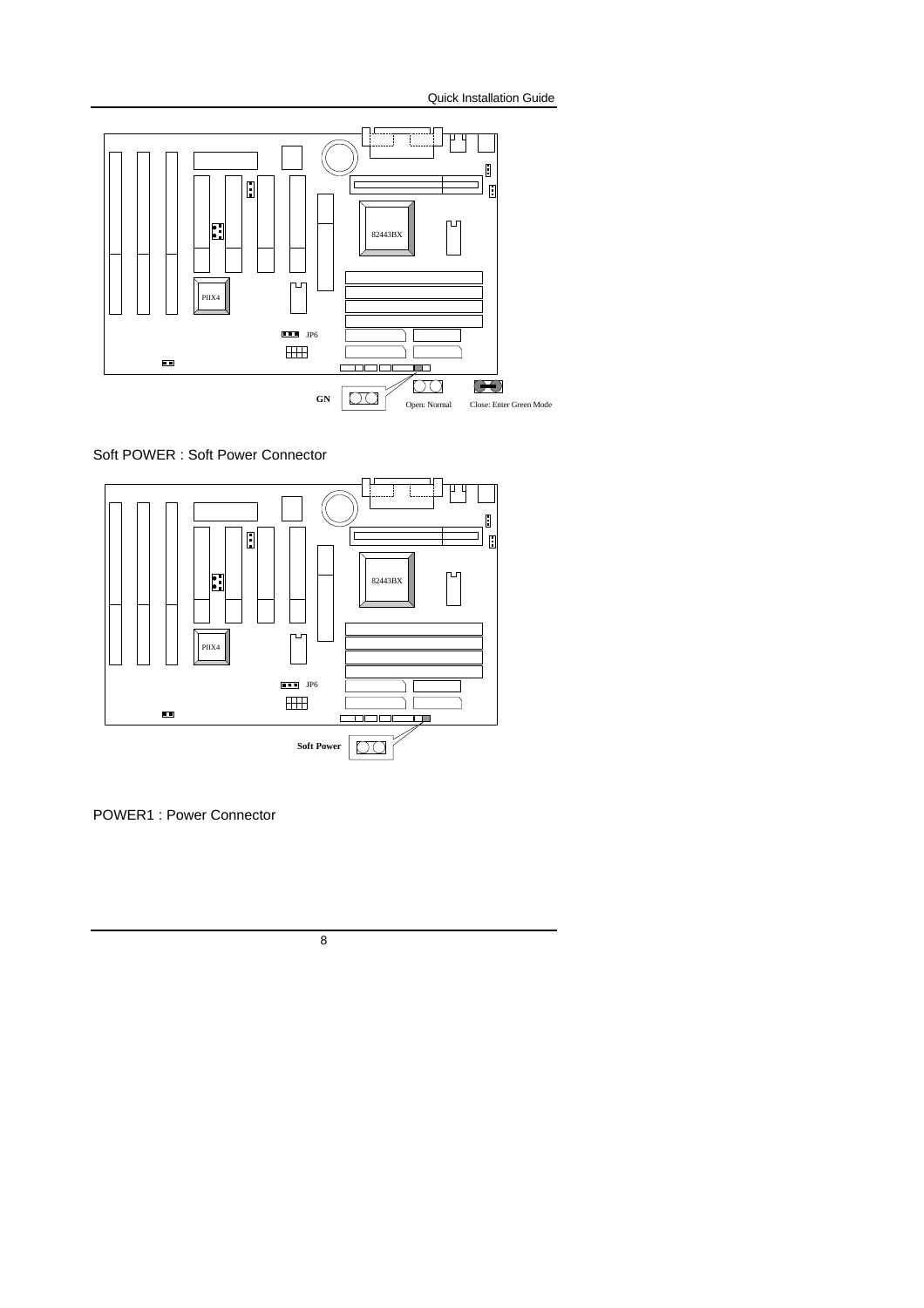GN

Open: Normal

Close: Enter Green Mode

Soft POWER : Soft Power Connector

Soft Power

POWER1 : Power Connector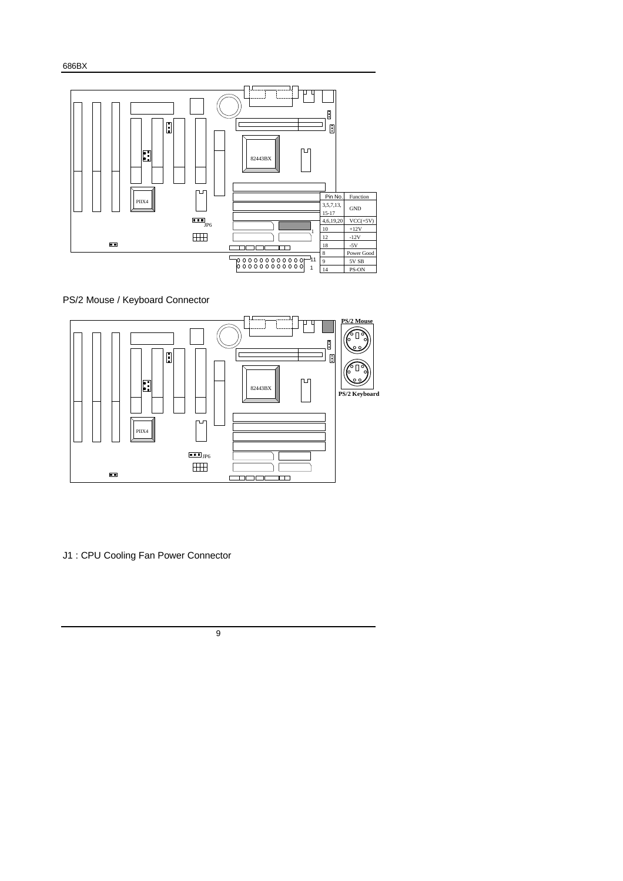| Pin No. | Function |
|---|---|
| 3,5,7,13, 15-17 | GND |
| 4,6,19,20 | VCC(+5V) |
| 10 | +12V |
| 12 | -12V |
| 18 | -5V |
| 8 | Power Good |
| 9 | 5V SB |
| 14 | PS-ON |

PS/2 Mouse / Keyboard Connector

PS/2 Mouse

PS/2 Keyboard

J1 : CPU Cooling Fan Power Connector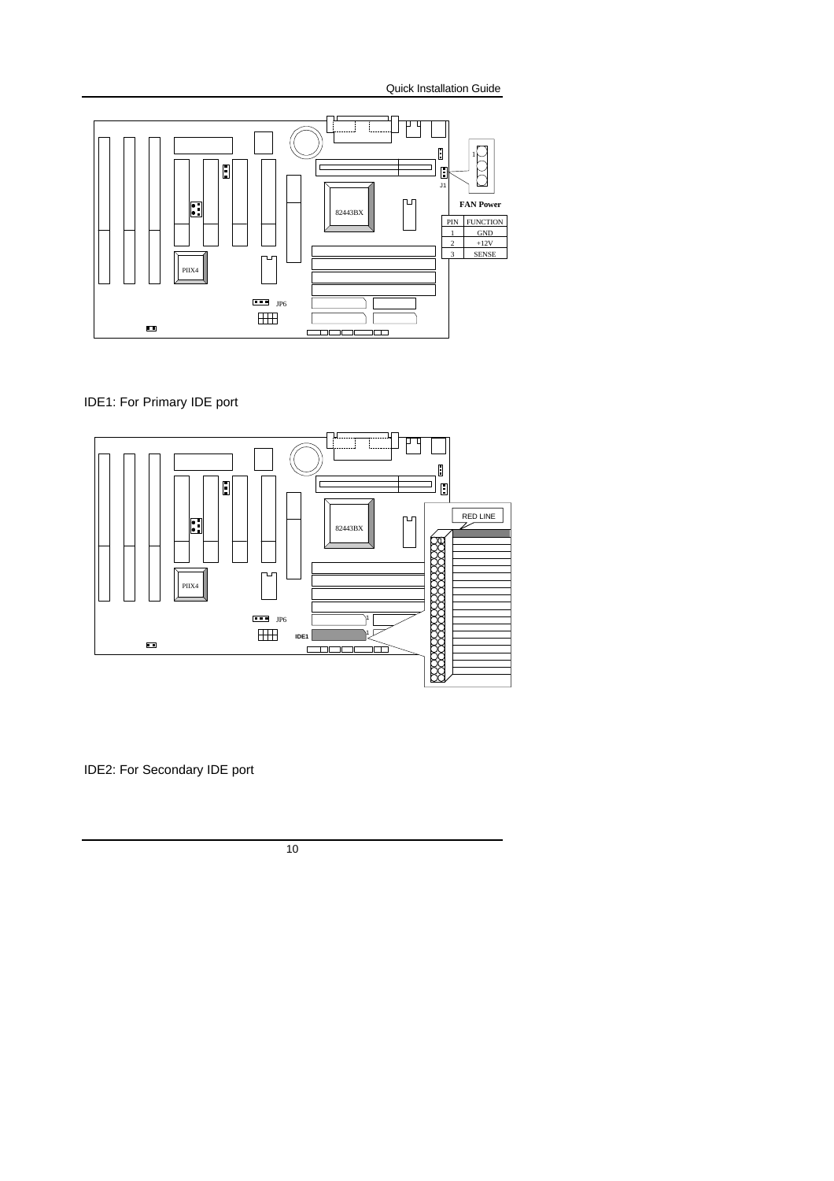**FAN Power**

| PIN | FUNCTION |
| --- | --- |
| 1 | GND |
| 2 | +12V |
| 3 | SENSE |

IDE1: For Primary IDE port

IDE2: For Secondary IDE port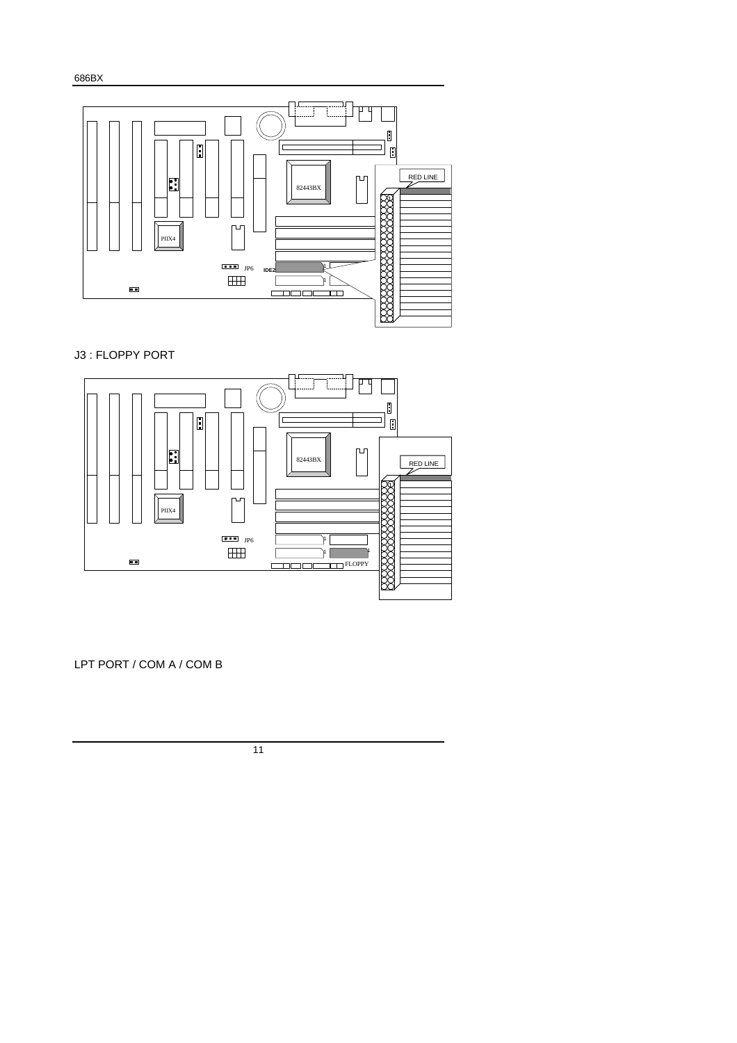## J3 : FLOPPY PORT

## LPT PORT / COM A / COM B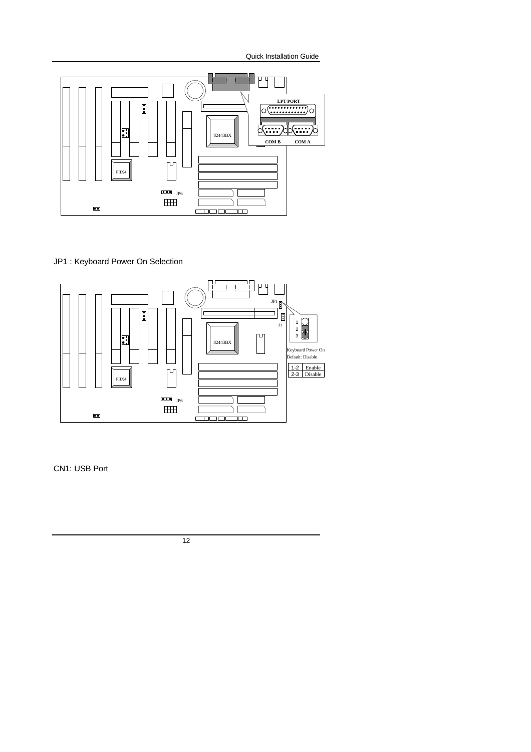LPT PORT

COM B COM A

JP1 : Keyboard Power On Selection

Keyboard Power On
Default: Disable

| | |
|---|---|
| 1-2 | Enable |
| 2-3 | Disable |

CN1: USB Port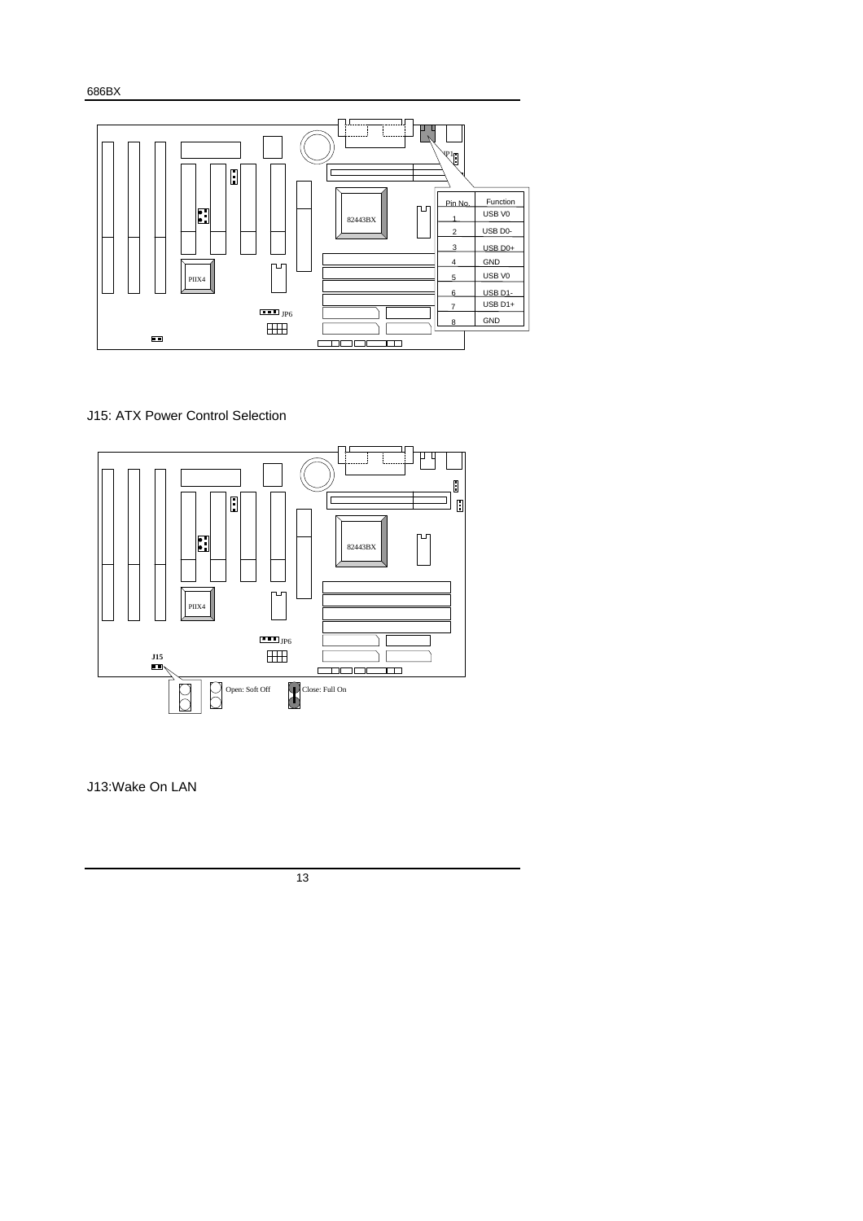| Pin No. | Function |
|---|---|
| 1 | USB V0 |
| 2 | USB D0- |
| 3 | USB D0+ |
| 4 | GND |
| 5 | USB V0 |
| 6 | USB D1- |
| 7 | USB D1+ |
| 8 | GND |

J15: ATX Power Control Selection

Open: Soft Off

Close: Full On

J13:Wake On LAN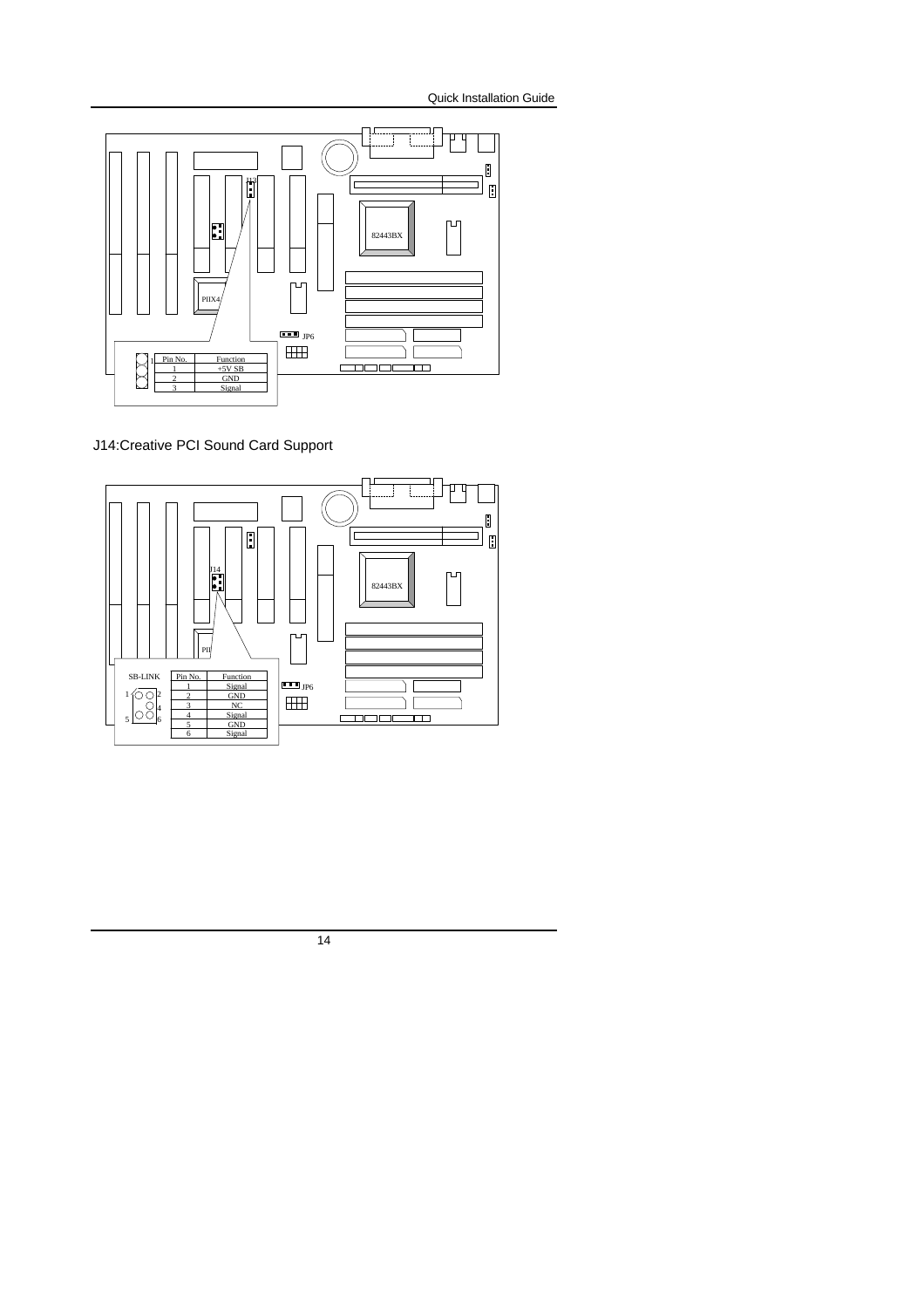| Pin No. | Function |
| --- | --- |
| 1 | +5V SB |
| 2 | GND |
| 3 | Signal |

J14:Creative PCI Sound Card Support

SB-LINK

| Pin No. | Function |
| --- | --- |
| 1 | Signal |
| 2 | GND |
| 3 | NC |
| 4 | Signal |
| 5 | GND |
| 6 | Signal |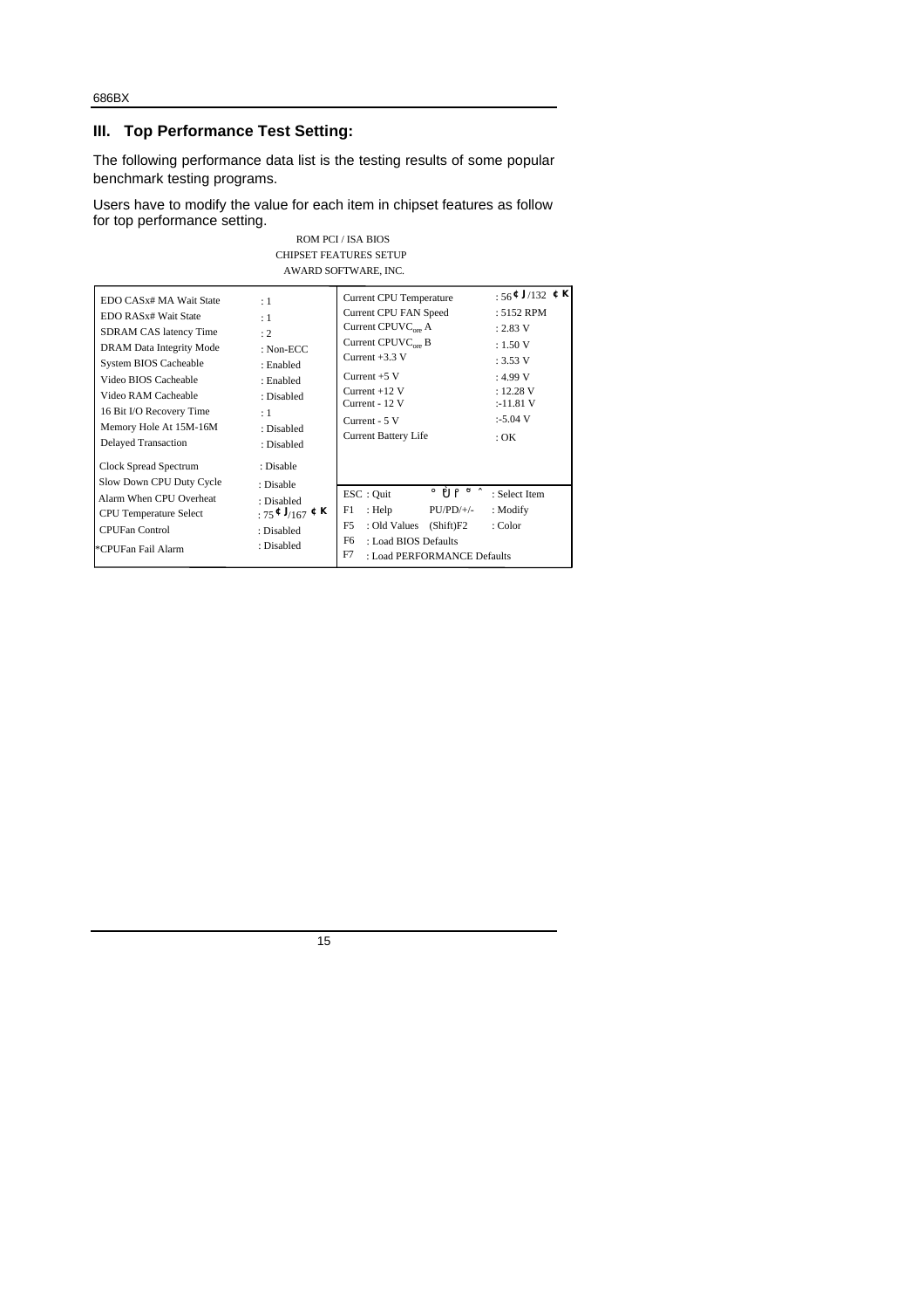## III. Top Performance Test Setting:

The following performance data list is the testing results of some popular benchmark testing programs.

Users have to modify the value for each item in chipset features as follow for top performance setting.

ROM PCI / ISA BIOS
CHIPSET FEATURES SETUP
AWARD SOFTWARE, INC.

| | | | |
|---|---|---|---|
| EDO CASx# MA Wait State | : 1 | Current CPU Temperature | : 56¢J/132 ¢K |
| EDO RASx# Wait State | : 1 | Current CPU FAN Speed | : 5152 RPM |
| SDRAM CAS latency Time | : 2 | Current CPUVCore A | : 2.83 V |
| DRAM Data Integrity Mode | : Non-ECC | Current CPUVCore B | : 1.50 V |
| System BIOS Cacheable | : Enabled | Current +3.3 V | : 3.53 V |
| Video BIOS Cacheable | : Enabled | Current +5 V | : 4.99 V |
| Video RAM Cacheable | : Disabled | Current +12 V | : 12.28 V |
| 16 Bit I/O Recovery Time | : 1 | Current - 12 V | :-11.81 V |
| Memory Hole At 15M-16M | : Disabled | Current - 5 V | :-5.04 V |
| Delayed Transaction | : Disabled | Current Battery Life | : OK |
| Clock Spread Spectrum | : Disable | | |
| Slow Down CPU Duty Cycle | : Disable | ESC : Quit °ÙṔ°^ | : Select Item |
| Alarm When CPU Overheat | : Disabled | F1 : Help PU/PD/+/- | : Modify |
| CPU Temperature Select | : 75¢J/167 ¢K | F5 : Old Values (Shift)F2 | : Color |
| CPUFan Control | : Disabled | F6 : Load BIOS Defaults | |
| *CPUFan Fail Alarm | : Disabled | F7 : Load PERFORMANCE Defaults | |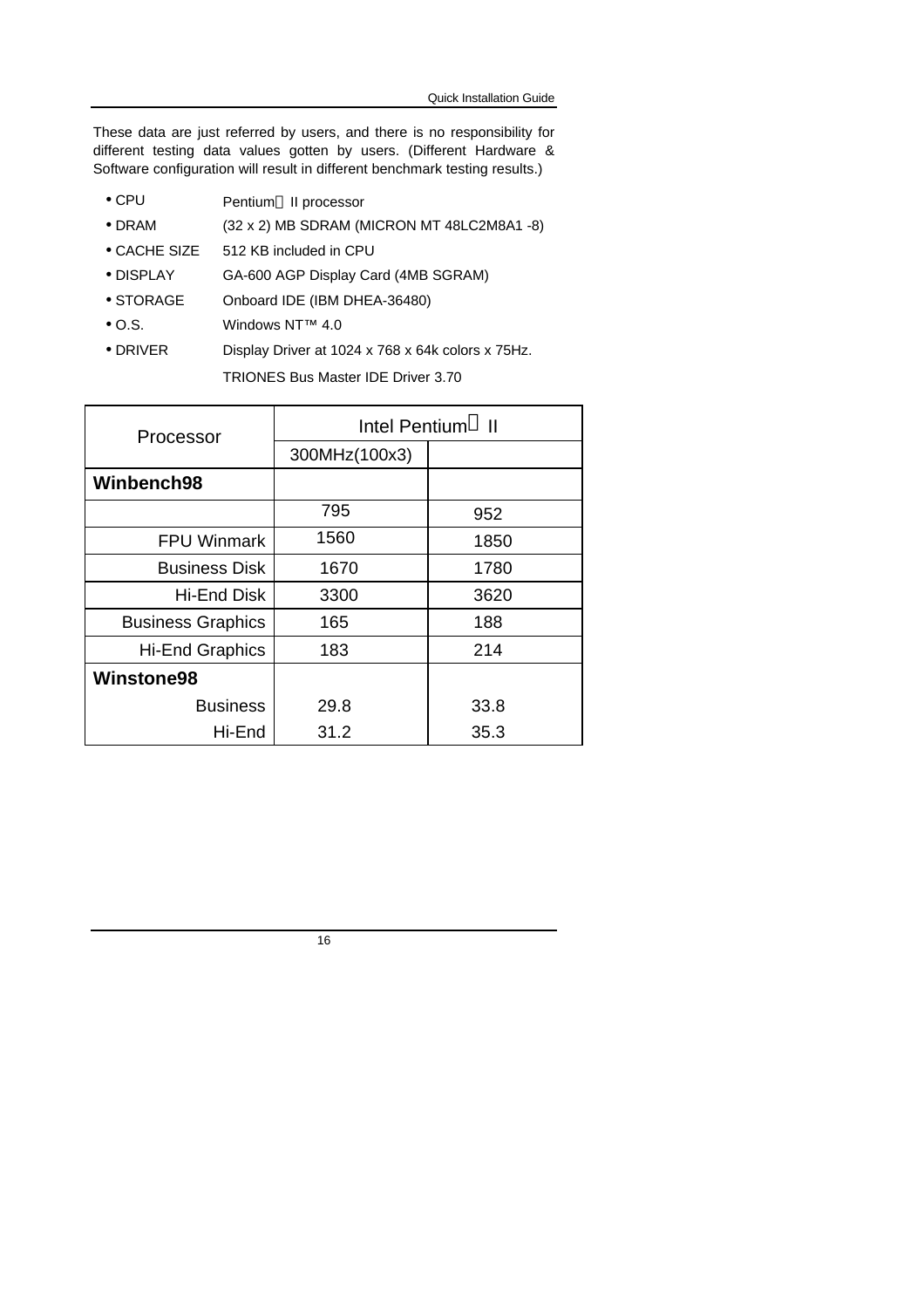These data are just referred by users, and there is no responsibility for different testing data values gotten by users. (Different Hardware & Software configuration will result in different benchmark testing results.)

- CPU Pentium II processor
- DRAM (32 x 2) MB SDRAM (MICRON MT 48LC2M8A1 -8)
- CACHE SIZE 512 KB included in CPU
- DISPLAY GA-600 AGP Display Card (4MB SGRAM)
- STORAGE Onboard IDE (IBM DHEA-36480)
- O.S. Windows NT™ 4.0
- DRIVER Display Driver at 1024 x 768 x 64k colors x 75Hz.
  TRIONES Bus Master IDE Driver 3.70

| Processor | Intel Pentium II | |
|---|---|---|
| | 300MHz(100x3) | |
| **Winbench98** | | |
| | 795 | 952 |
| FPU Winmark | 1560 | 1850 |
| Business Disk | 1670 | 1780 |
| Hi-End Disk | 3300 | 3620 |
| Business Graphics | 165 | 188 |
| Hi-End Graphics | 183 | 214 |
| **Winstone98** | | |
| Business | 29.8 | 33.8 |
| Hi-End | 31.2 | 35.3 |